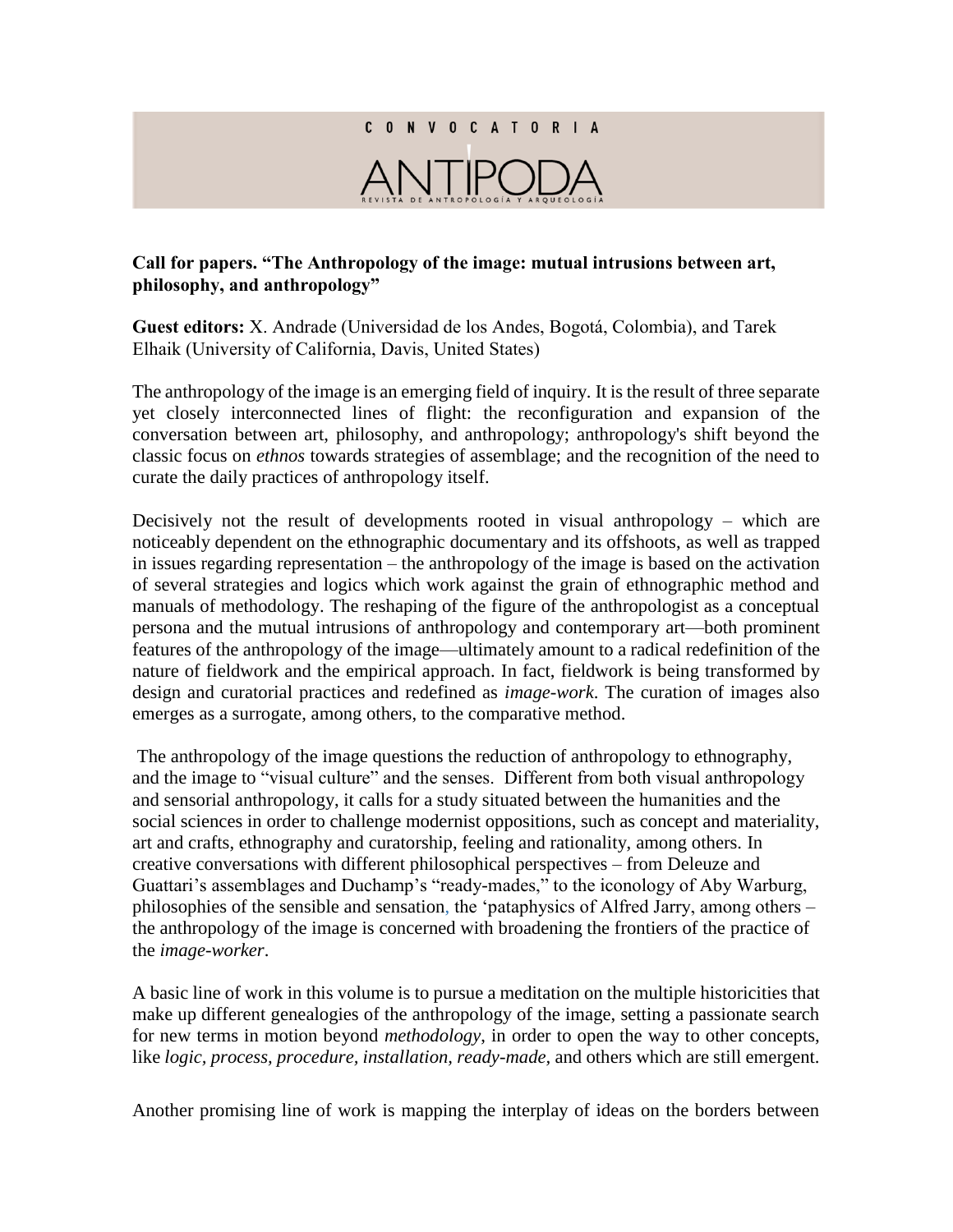CONVOCATORIA

# ANTÍPODA

REVISTA DE ANTROPOLOGÍA Y ARQUEOLOGÍA

**Call for papers. "The Anthropology of the image: mutual intrusions between art, philosophy, and anthropology"**

**Guest editors:** X. Andrade (Universidad de los Andes, Bogotá, Colombia), and Tarek Elhaik (University of California, Davis, United States)

The anthropology of the image is an emerging field of inquiry. It is the result of three separate yet closely interconnected lines of flight: the reconfiguration and expansion of the conversation between art, philosophy, and anthropology; anthropology's shift beyond the classic focus on *ethnos* towards strategies of assemblage; and the recognition of the need to curate the daily practices of anthropology itself.

Decisively not the result of developments rooted in visual anthropology – which are noticeably dependent on the ethnographic documentary and its offshoots, as well as trapped in issues regarding representation – the anthropology of the image is based on the activation of several strategies and logics which work against the grain of ethnographic method and manuals of methodology. The reshaping of the figure of the anthropologist as a conceptual persona and the mutual intrusions of anthropology and contemporary art—both prominent features of the anthropology of the image—ultimately amount to a radical redefinition of the nature of fieldwork and the empirical approach. In fact, fieldwork is being transformed by design and curatorial practices and redefined as *image-work*. The curation of images also emerges as a surrogate, among others, to the comparative method.

The anthropology of the image questions the reduction of anthropology to ethnography, and the image to "visual culture" and the senses. Different from both visual anthropology and sensorial anthropology, it calls for a study situated between the humanities and the social sciences in order to challenge modernist oppositions, such as concept and materiality, art and crafts, ethnography and curatorship, feeling and rationality, among others. In creative conversations with different philosophical perspectives – from Deleuze and Guattari's assemblages and Duchamp's "ready-mades," to the iconology of Aby Warburg, philosophies of the sensible and sensation, the 'pataphysics of Alfred Jarry, among others – the anthropology of the image is concerned with broadening the frontiers of the practice of the *image-worker*.

A basic line of work in this volume is to pursue a meditation on the multiple historicities that make up different genealogies of the anthropology of the image, setting a passionate search for new terms in motion beyond *methodology*, in order to open the way to other concepts, like *logic, process, procedure, installation, ready-made,* and others which are still emergent.

Another promising line of work is mapping the interplay of ideas on the borders between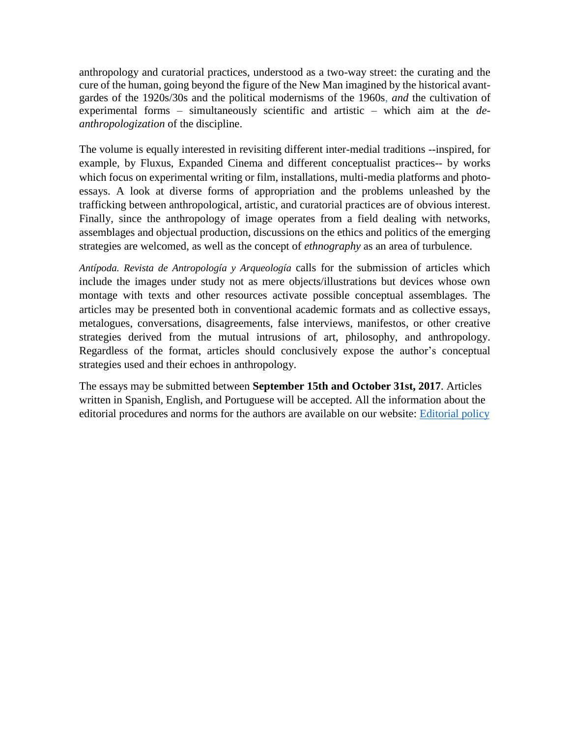anthropology and curatorial practices, understood as a two-way street: the curating and the cure of the human, going beyond the figure of the New Man imagined by the historical avant-gardes of the 1920s/30s and the political modernisms of the 1960s, *and* the cultivation of experimental forms – simultaneously scientific and artistic – which aim at the *de-anthropologization* of the discipline.

The volume is equally interested in revisiting different inter-medial traditions --inspired, for example, by Fluxus, Expanded Cinema and different conceptualist practices-- by works which focus on experimental writing or film, installations, multi-media platforms and photo-essays. A look at diverse forms of appropriation and the problems unleashed by the trafficking between anthropological, artistic, and curatorial practices are of obvious interest. Finally, since the anthropology of image operates from a field dealing with networks, assemblages and objectual production, discussions on the ethics and politics of the emerging strategies are welcomed, as well as the concept of *ethnography* as an area of turbulence.

*Antípoda. Revista de Antropología y Arqueología* calls for the submission of articles which include the images under study not as mere objects/illustrations but devices whose own montage with texts and other resources activate possible conceptual assemblages. The articles may be presented both in conventional academic formats and as collective essays, metalogues, conversations, disagreements, false interviews, manifestos, or other creative strategies derived from the mutual intrusions of art, philosophy, and anthropology. Regardless of the format, articles should conclusively expose the author's conceptual strategies used and their echoes in anthropology.

The essays may be submitted between **September 15th and October 31st, 2017**. Articles written in Spanish, English, and Portuguese will be accepted. All the information about the editorial procedures and norms for the authors are available on our website: Editorial policy